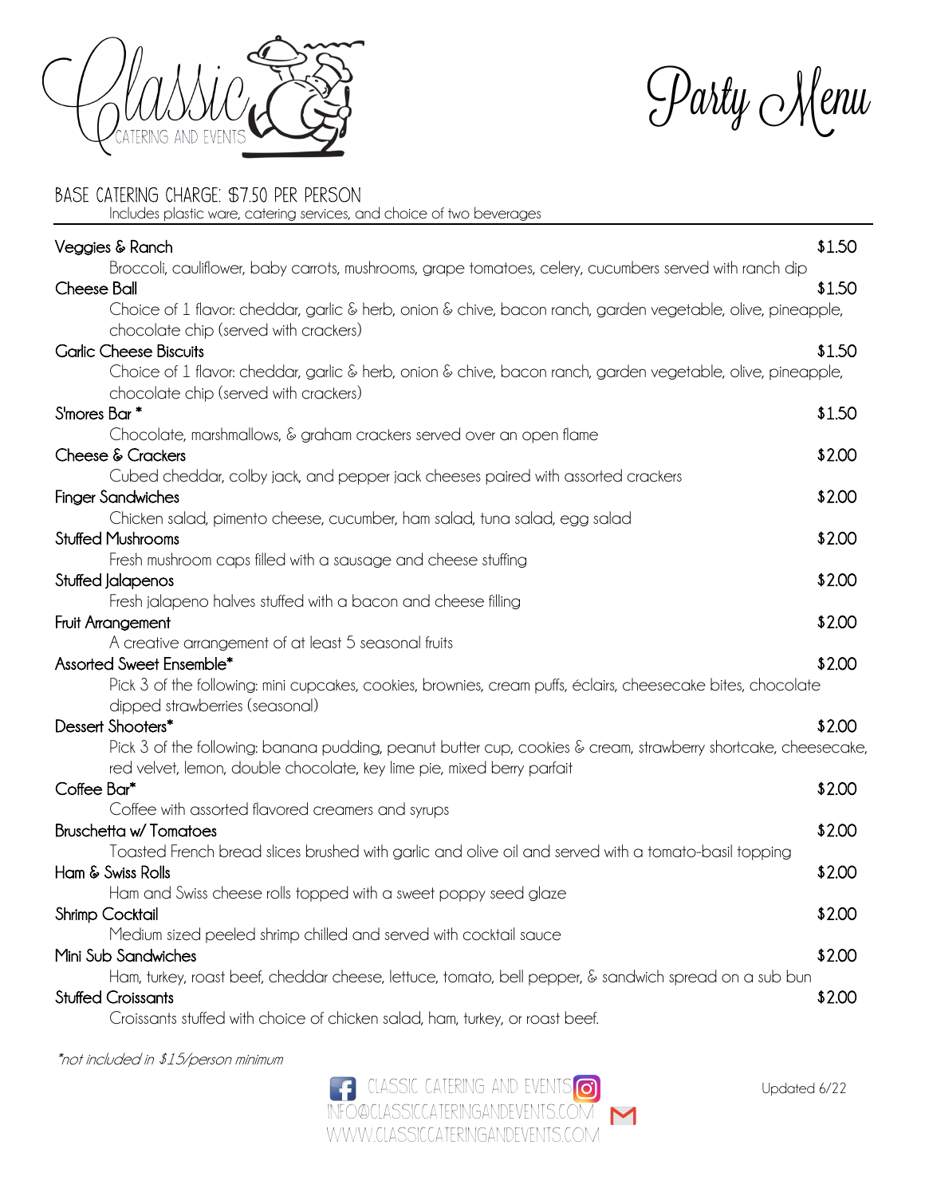Classic Catering and Events

# Party Menu

## BASE CATERING CHARGE: $7.50 PER PERSON

Includes plastic ware, catering services, and choice of two beverages

---

**Veggies & Ranch** — $1.50
Broccoli, cauliflower, baby carrots, mushrooms, grape tomatoes, celery, cucumbers served with ranch dip

**Cheese Ball** — $1.50
Choice of 1 flavor: cheddar, garlic & herb, onion & chive, bacon ranch, garden vegetable, olive, pineapple, chocolate chip (served with crackers)

**Garlic Cheese Biscuits** — $1.50
Choice of 1 flavor: cheddar, garlic & herb, onion & chive, bacon ranch, garden vegetable, olive, pineapple, chocolate chip (served with crackers)

**S'mores Bar \*** — $1.50
Chocolate, marshmallows, & graham crackers served over an open flame

**Cheese & Crackers** — $2.00
Cubed cheddar, colby jack, and pepper jack cheeses paired with assorted crackers

**Finger Sandwiches** — $2.00
Chicken salad, pimento cheese, cucumber, ham salad, tuna salad, egg salad

**Stuffed Mushrooms** — $2.00
Fresh mushroom caps filled with a sausage and cheese stuffing

**Stuffed Jalapenos** — $2.00
Fresh jalapeno halves stuffed with a bacon and cheese filling

**Fruit Arrangement** — $2.00
A creative arrangement of at least 5 seasonal fruits

**Assorted Sweet Ensemble\*** — $2.00
Pick 3 of the following: mini cupcakes, cookies, brownies, cream puffs, éclairs, cheesecake bites, chocolate dipped strawberries (seasonal)

**Dessert Shooters\*** — $2.00
Pick 3 of the following: banana pudding, peanut butter cup, cookies & cream, strawberry shortcake, cheesecake, red velvet, lemon, double chocolate, key lime pie, mixed berry parfait

**Coffee Bar\*** — $2.00
Coffee with assorted flavored creamers and syrups

**Bruschetta w/ Tomatoes** — $2.00
Toasted French bread slices brushed with garlic and olive oil and served with a tomato-basil topping

**Ham & Swiss Rolls** — $2.00
Ham and Swiss cheese rolls topped with a sweet poppy seed glaze

**Shrimp Cocktail** — $2.00
Medium sized peeled shrimp chilled and served with cocktail sauce

**Mini Sub Sandwiches** — $2.00
Ham, turkey, roast beef, cheddar cheese, lettuce, tomato, bell pepper, & sandwich spread on a sub bun

**Stuffed Croissants** — $2.00
Croissants stuffed with choice of chicken salad, ham, turkey, or roast beef.

*\*not included in $15/person minimum*

CLASSIC CATERING AND EVENTS
INFO@CLASSICCATERINGANDEVENTS.COM
WWW.CLASSICCATERINGANDEVENTS.COM

Updated 6/22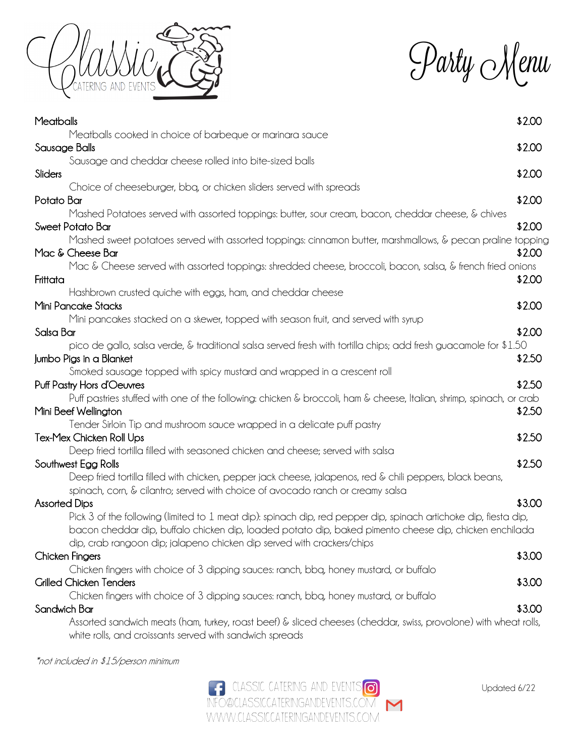# Classic Catering and Events

# Party Menu

**Meatballs** $2.00
Meatballs cooked in choice of barbeque or marinara sauce

**Sausage Balls** $2.00
Sausage and cheddar cheese rolled into bite-sized balls

**Sliders** $2.00
Choice of cheeseburger, bbq, or chicken sliders served with spreads

**Potato Bar** $2.00
Mashed Potatoes served with assorted toppings: butter, sour cream, bacon, cheddar cheese, & chives

**Sweet Potato Bar** $2.00
Mashed sweet potatoes served with assorted toppings: cinnamon butter, marshmallows, & pecan praline topping

**Mac & Cheese Bar** $2.00
Mac & Cheese served with assorted toppings: shredded cheese, broccoli, bacon, salsa, & french fried onions

**Frittata** $2.00
Hashbrown crusted quiche with eggs, ham, and cheddar cheese

**Mini Pancake Stacks** $2.00
Mini pancakes stacked on a skewer, topped with season fruit, and served with syrup

**Salsa Bar** $2.00
pico de gallo, salsa verde, & traditional salsa served fresh with tortilla chips; add fresh guacamole for $1.50

**Jumbo Pigs in a Blanket** $2.50
Smoked sausage topped with spicy mustard and wrapped in a crescent roll

**Puff Pastry Hors d'Oeuvres** $2.50
Puff pastries stuffed with one of the following: chicken & broccoli, ham & cheese, Italian, shrimp, spinach, or crab

**Mini Beef Wellington** $2.50
Tender Sirloin Tip and mushroom sauce wrapped in a delicate puff pastry

**Tex-Mex Chicken Roll Ups** $2.50
Deep fried tortilla filled with seasoned chicken and cheese; served with salsa

**Southwest Egg Rolls** $2.50
Deep fried tortilla filled with chicken, pepper jack cheese, jalapenos, red & chili peppers, black beans, spinach, corn, & cilantro; served with choice of avocado ranch or creamy salsa

**Assorted Dips** $3.00
Pick 3 of the following (limited to 1 meat dip): spinach dip, red pepper dip, spinach artichoke dip, fiesta dip, bacon cheddar dip, buffalo chicken dip, loaded potato dip, baked pimento cheese dip, chicken enchilada dip, crab rangoon dip; jalapeno chicken dip served with crackers/chips

**Chicken Fingers** $3.00
Chicken fingers with choice of 3 dipping sauces: ranch, bbq, honey mustard, or buffalo

**Grilled Chicken Tenders** $3.00
Chicken fingers with choice of 3 dipping sauces: ranch, bbq, honey mustard, or buffalo

**Sandwich Bar** $3.00
Assorted sandwich meats (ham, turkey, roast beef) & sliced cheeses (cheddar, swiss, provolone) with wheat rolls, white rolls, and croissants served with sandwich spreads

*\*not included in $15/person minimum*

CLASSIC CATERING AND EVENTS
INFO@CLASSICCATERINGANDEVENTS.COM
WWW.CLASSICCATERINGANDEVENTS.COM

Updated 6/22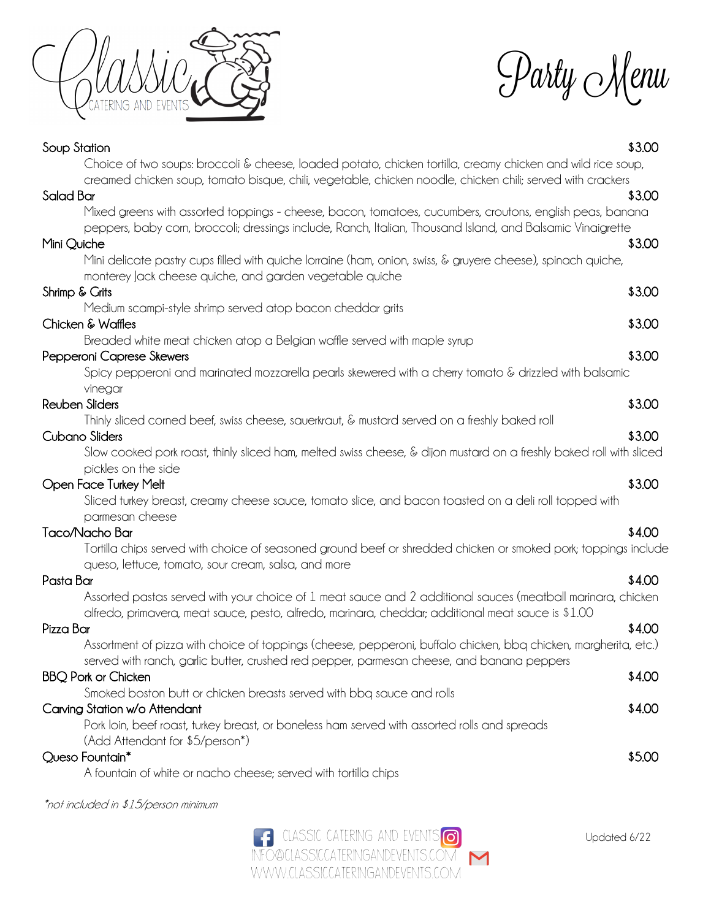Classic Catering and Events

# Party Menu

**Soup Station** — $3.00

Choice of two soups: broccoli & cheese, loaded potato, chicken tortilla, creamy chicken and wild rice soup, creamed chicken soup, tomato bisque, chili, vegetable, chicken noodle, chicken chili; served with crackers

**Salad Bar** — $3.00

Mixed greens with assorted toppings - cheese, bacon, tomatoes, cucumbers, croutons, english peas, banana peppers, baby corn, broccoli; dressings include, Ranch, Italian, Thousand Island, and Balsamic Vinaigrette

**Mini Quiche** — $3.00

Mini delicate pastry cups filled with quiche lorraine (ham, onion, swiss, & gruyere cheese), spinach quiche, monterey Jack cheese quiche, and garden vegetable quiche

**Shrimp & Grits** — $3.00

Medium scampi-style shrimp served atop bacon cheddar grits

**Chicken & Waffles** — $3.00

Breaded white meat chicken atop a Belgian waffle served with maple syrup

**Pepperoni Caprese Skewers** — $3.00

Spicy pepperoni and marinated mozzarella pearls skewered with a cherry tomato & drizzled with balsamic vinegar

**Reuben Sliders** — $3.00

Thinly sliced corned beef, swiss cheese, sauerkraut, & mustard served on a freshly baked roll

**Cubano Sliders** — $3.00

Slow cooked pork roast, thinly sliced ham, melted swiss cheese, & dijon mustard on a freshly baked roll with sliced pickles on the side

**Open Face Turkey Melt** — $3.00

Sliced turkey breast, creamy cheese sauce, tomato slice, and bacon toasted on a deli roll topped with parmesan cheese

**Taco/Nacho Bar** — $4.00

Tortilla chips served with choice of seasoned ground beef or shredded chicken or smoked pork; toppings include queso, lettuce, tomato, sour cream, salsa, and more

**Pasta Bar** — $4.00

Assorted pastas served with your choice of 1 meat sauce and 2 additional sauces (meatball marinara, chicken alfredo, primavera, meat sauce, pesto, alfredo, marinara, cheddar; additional meat sauce is $1.00

**Pizza Bar** — $4.00

Assortment of pizza with choice of toppings (cheese, pepperoni, buffalo chicken, bbq chicken, margherita, etc.) served with ranch, garlic butter, crushed red pepper, parmesan cheese, and banana peppers

**BBQ Pork or Chicken** — $4.00

Smoked boston butt or chicken breasts served with bbq sauce and rolls

**Carving Station w/o Attendant** — $4.00

Pork loin, beef roast, turkey breast, or boneless ham served with assorted rolls and spreads
(Add Attendant for $5/person*)

**Queso Fountain*** — $5.00

A fountain of white or nacho cheese; served with tortilla chips

*\*not included in $15/person minimum*

CLASSIC CATERING AND EVENTS
INFO@CLASSICCATERINGANDEVENTS.COM
WWW.CLASSICCATERINGANDEVENTS.COM

Updated 6/22